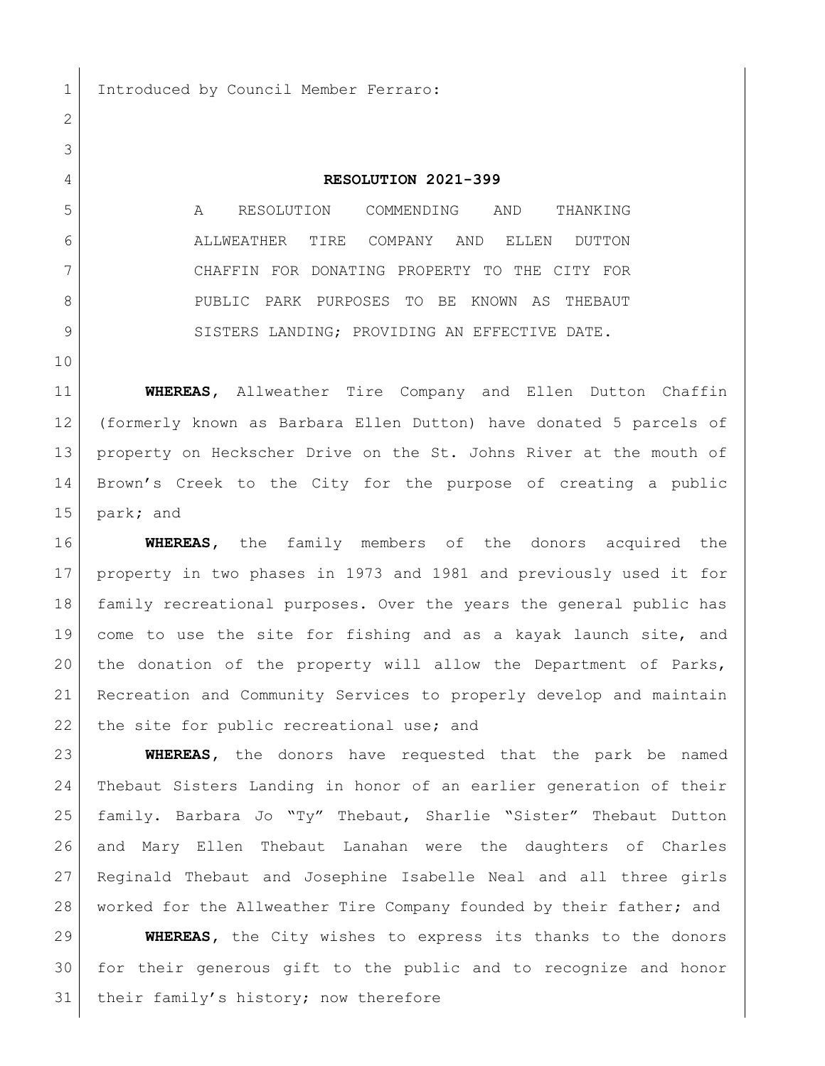Introduced by Council Member Ferraro:

# RESOLUTION 2021-399

A RESOLUTION COMMENDING AND THANKING ALLWEATHER TIRE COMPANY AND ELLEN DUTTON CHAFFIN FOR DONATING PROPERTY TO THE CITY FOR PUBLIC PARK PURPOSES TO BE KNOWN AS THEBAUT SISTERS LANDING; PROVIDING AN EFFECTIVE DATE.

**WHEREAS**, Allweather Tire Company and Ellen Dutton Chaffin (formerly known as Barbara Ellen Dutton) have donated 5 parcels of property on Heckscher Drive on the St. Johns River at the mouth of Brown's Creek to the City for the purpose of creating a public park; and

**WHEREAS**, the family members of the donors acquired the property in two phases in 1973 and 1981 and previously used it for family recreational purposes. Over the years the general public has come to use the site for fishing and as a kayak launch site, and the donation of the property will allow the Department of Parks, Recreation and Community Services to properly develop and maintain the site for public recreational use; and

**WHEREAS**, the donors have requested that the park be named Thebaut Sisters Landing in honor of an earlier generation of their family. Barbara Jo "Ty" Thebaut, Sharlie "Sister" Thebaut Dutton and Mary Ellen Thebaut Lanahan were the daughters of Charles Reginald Thebaut and Josephine Isabelle Neal and all three girls worked for the Allweather Tire Company founded by their father; and

**WHEREAS**, the City wishes to express its thanks to the donors for their generous gift to the public and to recognize and honor their family's history; now therefore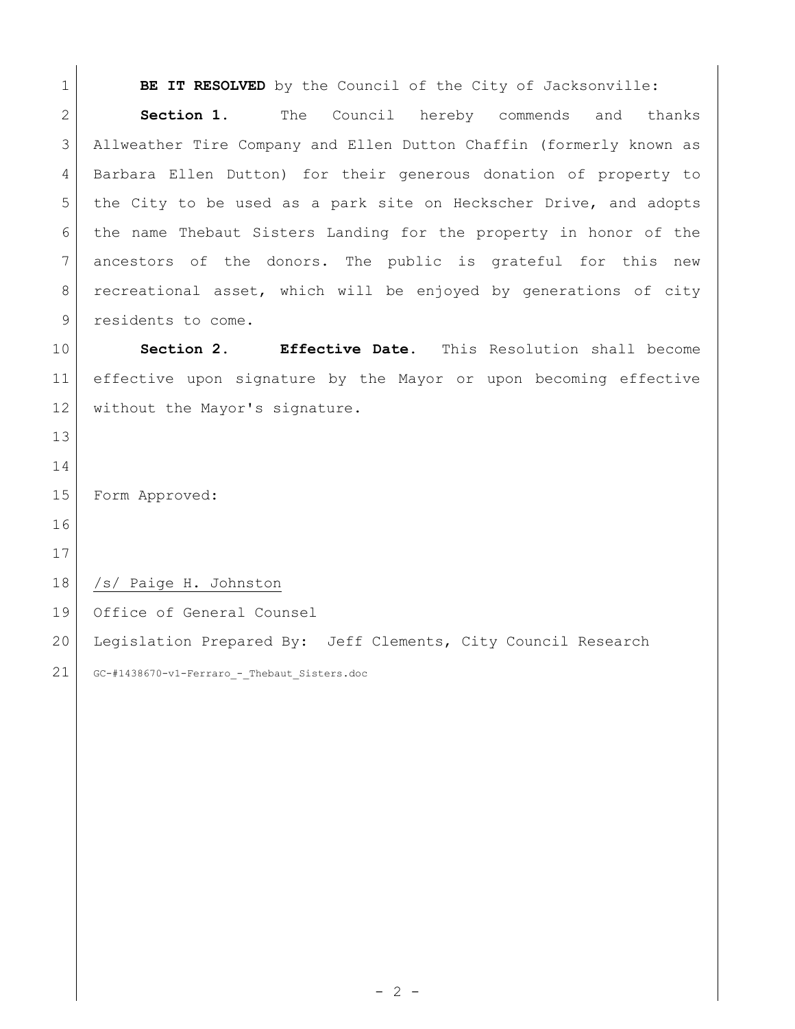**BE IT RESOLVED** by the Council of the City of Jacksonville:

**Section 1.** The Council hereby commends and thanks Allweather Tire Company and Ellen Dutton Chaffin (formerly known as Barbara Ellen Dutton) for their generous donation of property to the City to be used as a park site on Heckscher Drive, and adopts the name Thebaut Sisters Landing for the property in honor of the ancestors of the donors. The public is grateful for this new recreational asset, which will be enjoyed by generations of city residents to come.

**Section 2. Effective Date.** This Resolution shall become effective upon signature by the Mayor or upon becoming effective without the Mayor's signature.

Form Approved:

/s/ Paige H. Johnston

Office of General Counsel

Legislation Prepared By: Jeff Clements, City Council Research

GC-#1438670-v1-Ferraro_-_Thebaut_Sisters.doc